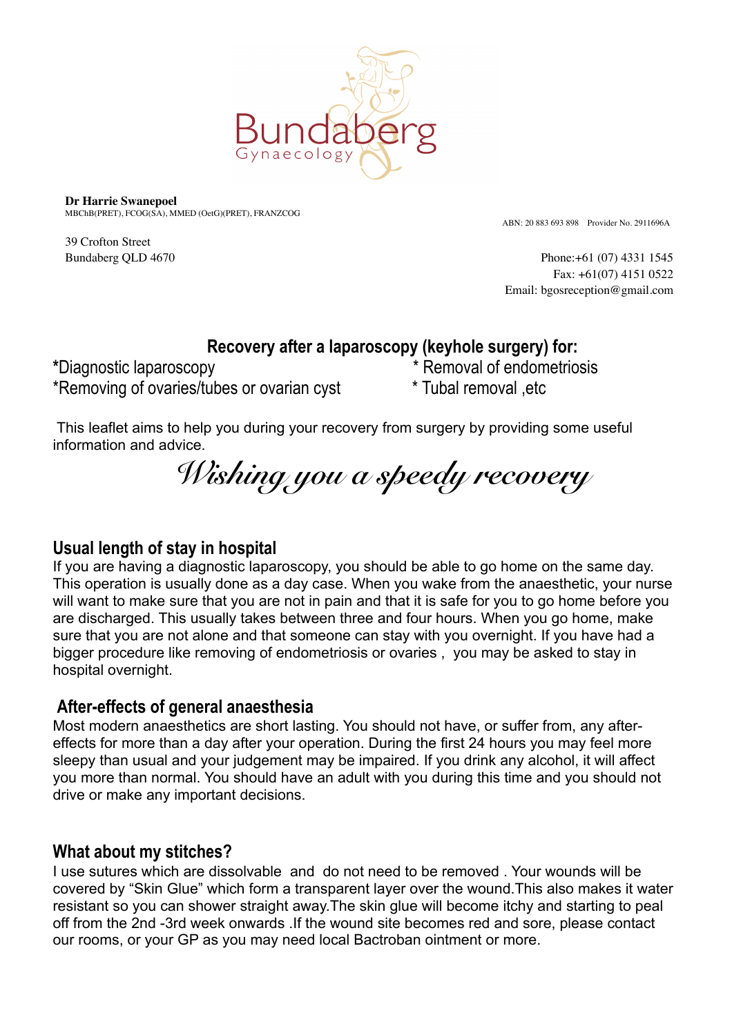Bundaberg
Gynaecology

**Dr Harrie Swanepoel**
MBChB(PRET), FCOG(SA), MMED (OetG)(PRET), FRANZCOG

ABN: 20 883 693 898 Provider No. 2911696A

39 Crofton Street
Bundaberg QLD 4670

Phone:+61 (07) 4331 1545
Fax: +61(07) 4151 0522
Email: bgosreception@gmail.com

## Recovery after a laparoscopy (keyhole surgery) for:

*Diagnostic laparoscopy
*Removing of ovaries/tubes or ovarian cyst
* Removal of endometriosis
* Tubal removal ,etc

This leaflet aims to help you during your recovery from surgery by providing some useful information and advice.

*Wishing you a speedy recovery*

### Usual length of stay in hospital

If you are having a diagnostic laparoscopy, you should be able to go home on the same day. This operation is usually done as a day case. When you wake from the anaesthetic, your nurse will want to make sure that you are not in pain and that it is safe for you to go home before you are discharged. This usually takes between three and four hours. When you go home, make sure that you are not alone and that someone can stay with you overnight. If you have had a bigger procedure like removing of endometriosis or ovaries , you may be asked to stay in hospital overnight.

### After-effects of general anaesthesia

Most modern anaesthetics are short lasting. You should not have, or suffer from, any after-effects for more than a day after your operation. During the first 24 hours you may feel more sleepy than usual and your judgement may be impaired. If you drink any alcohol, it will affect you more than normal. You should have an adult with you during this time and you should not drive or make any important decisions.

### What about my stitches?

I use sutures which are dissolvable and do not need to be removed . Your wounds will be covered by "Skin Glue" which form a transparent layer over the wound.This also makes it water resistant so you can shower straight away.The skin glue will become itchy and starting to peal off from the 2nd -3rd week onwards .If the wound site becomes red and sore, please contact our rooms, or your GP as you may need local Bactroban ointment or more.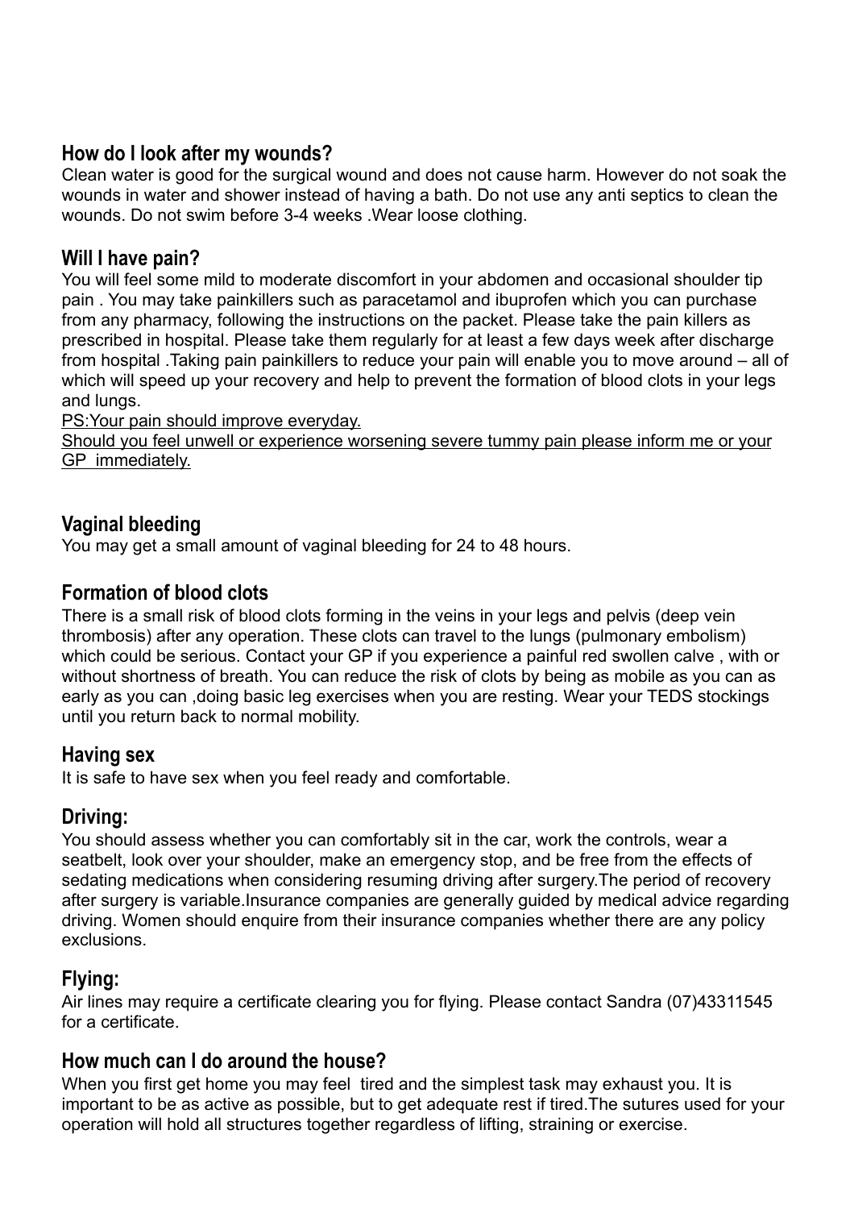## How do I look after my wounds?

Clean water is good for the surgical wound and does not cause harm. However do not soak the wounds in water and shower instead of having a bath. Do not use any anti septics to clean the wounds. Do not swim before 3-4 weeks .Wear loose clothing.

## Will I have pain?

You will feel some mild to moderate discomfort in your abdomen and occasional shoulder tip pain . You may take painkillers such as paracetamol and ibuprofen which you can purchase from any pharmacy, following the instructions on the packet. Please take the pain killers as prescribed in hospital. Please take them regularly for at least a few days week after discharge from hospital .Taking pain painkillers to reduce your pain will enable you to move around – all of which will speed up your recovery and help to prevent the formation of blood clots in your legs and lungs.

<u>PS:Your pain should improve everyday.</u>

<u>Should you feel unwell or experience worsening severe tummy pain please inform me or your GP immediately.</u>

## Vaginal bleeding

You may get a small amount of vaginal bleeding for 24 to 48 hours.

## Formation of blood clots

There is a small risk of blood clots forming in the veins in your legs and pelvis (deep vein thrombosis) after any operation. These clots can travel to the lungs (pulmonary embolism) which could be serious. Contact your GP if you experience a painful red swollen calve , with or without shortness of breath. You can reduce the risk of clots by being as mobile as you can as early as you can ,doing basic leg exercises when you are resting. Wear your TEDS stockings until you return back to normal mobility.

## Having sex

It is safe to have sex when you feel ready and comfortable.

## Driving:

You should assess whether you can comfortably sit in the car, work the controls, wear a seatbelt, look over your shoulder, make an emergency stop, and be free from the effects of sedating medications when considering resuming driving after surgery.The period of recovery after surgery is variable.Insurance companies are generally guided by medical advice regarding driving. Women should enquire from their insurance companies whether there are any policy exclusions.

## Flying:

Air lines may require a certificate clearing you for flying. Please contact Sandra (07)43311545 for a certificate.

## How much can I do around the house?

When you first get home you may feel tired and the simplest task may exhaust you. It is important to be as active as possible, but to get adequate rest if tired.The sutures used for your operation will hold all structures together regardless of lifting, straining or exercise.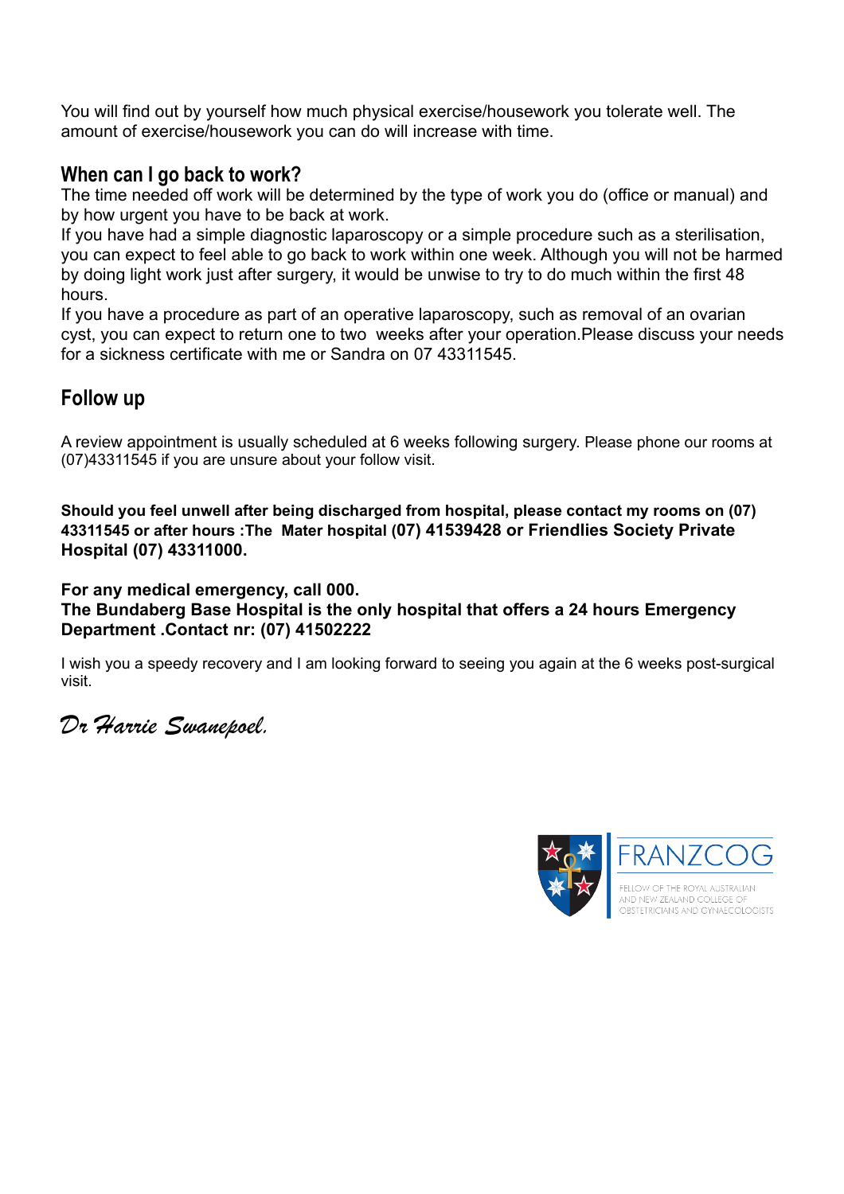You will find out by yourself how much physical exercise/housework you tolerate well. The amount of exercise/housework you can do will increase with time.

## When can I go back to work?

The time needed off work will be determined by the type of work you do (office or manual) and by how urgent you have to be back at work.

If you have had a simple diagnostic laparoscopy or a simple procedure such as a sterilisation, you can expect to feel able to go back to work within one week. Although you will not be harmed by doing light work just after surgery, it would be unwise to try to do much within the first 48 hours.

If you have a procedure as part of an operative laparoscopy, such as removal of an ovarian cyst, you can expect to return one to two weeks after your operation.Please discuss your needs for a sickness certificate with me or Sandra on 07 43311545.

## Follow up

A review appointment is usually scheduled at 6 weeks following surgery. Please phone our rooms at (07)43311545 if you are unsure about your follow visit.

**Should you feel unwell after being discharged from hospital, please contact my rooms on (07) 43311545 or after hours :The Mater hospital (07) 41539428 or Friendlies Society Private Hospital (07) 43311000.**

**For any medical emergency, call 000.**
**The Bundaberg Base Hospital is the only hospital that offers a 24 hours Emergency Department .Contact nr: (07) 41502222**

I wish you a speedy recovery and I am looking forward to seeing you again at the 6 weeks post-surgical visit.

*Dr Harrie Swanepoel.*

FRANZCOG
FELLOW OF THE ROYAL AUSTRALIAN AND NEW ZEALAND COLLEGE OF OBSTETRICIANS AND GYNAECOLOGISTS